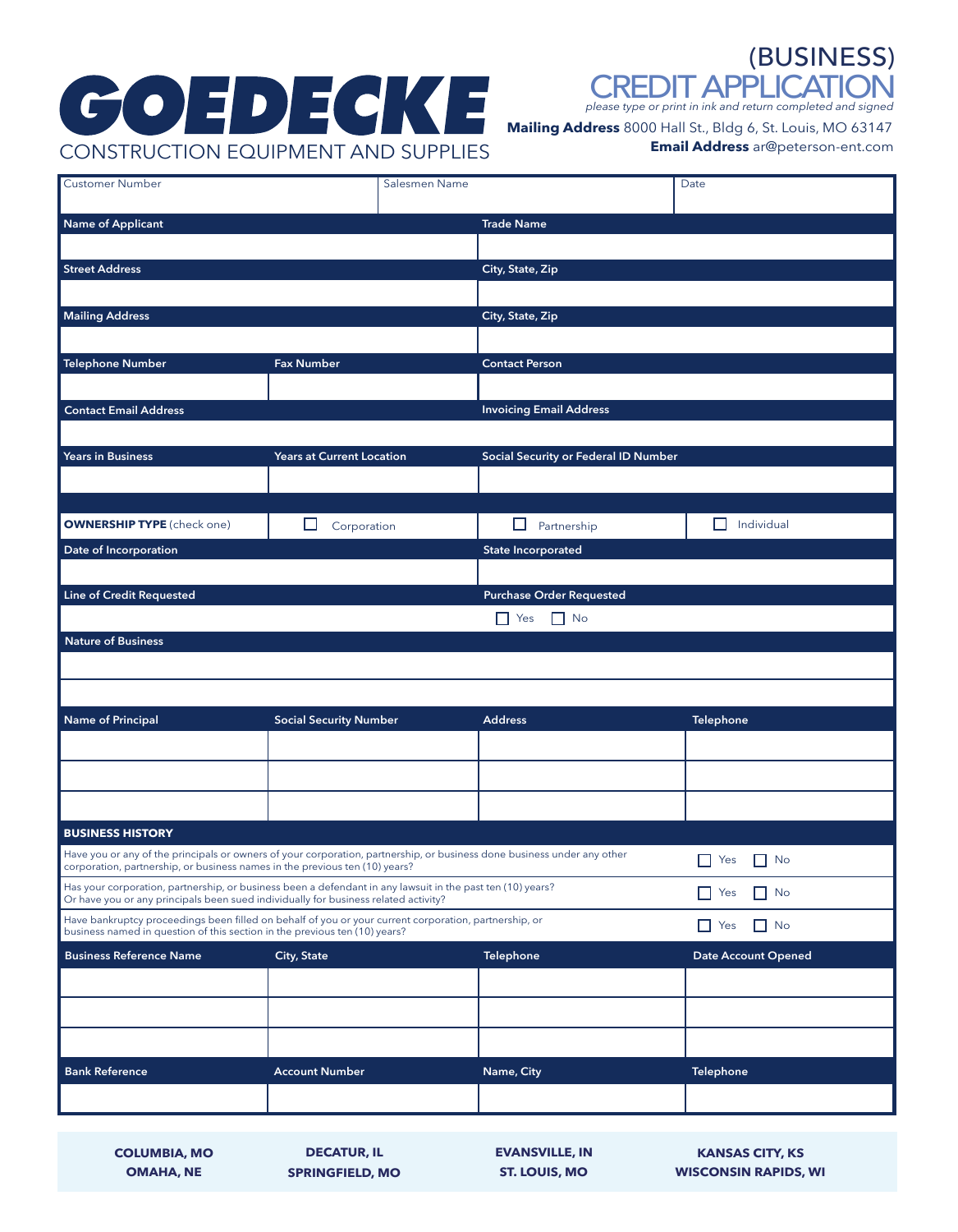# GOEDECKE

CONSTRUCTION EQUIPMENT AND SUPPLIES

## (BUSINESS) CREDIT APPLICATION

*please type or print in ink and return completed and signed*

**Mailing Address** 8000 Hall St., Bldg 6, St. Louis, MO 63147

**Email Address** ar@peterson-ent.com

| Customer Number | Salesmen Name | Date |
|---|---|---|
| | | |

| Name of Applicant | Trade Name |
|---|---|
| | |

| Street Address | City, State, Zip |
|---|---|
| | |

| Mailing Address | City, State, Zip |
|---|---|
| | |

| Telephone Number | Fax Number | Contact Person |
|---|---|---|
| | | |

| Contact Email Address | Invoicing Email Address |
|---|---|
| | |

| Years in Business | Years at Current Location | Social Security or Federal ID Number |
|---|---|---|
| | | |

| **OWNERSHIP TYPE** (check one) | ☐ Corporation | ☐ Partnership | ☐ Individual |
|---|---|---|---|

| Date of Incorporation | State Incorporated |
|---|---|
| | |

| Line of Credit Requested | Purchase Order Requested |
|---|---|
| | ☐ Yes ☐ No |

| Nature of Business |
|---|
| |
| |

| Name of Principal | Social Security Number | Address | Telephone |
|---|---|---|---|
| | | | |
| | | | |
| | | | |

### BUSINESS HISTORY

| Question | Answer |
|---|---|
| Have you or any of the principals or owners of your corporation, partnership, or business done business under any other corporation, partnership, or business names in the previous ten (10) years? | ☐ Yes ☐ No |
| Has your corporation, partnership, or business been a defendant in any lawsuit in the past ten (10) years? Or have you or any principals been sued individually for business related activity? | ☐ Yes ☐ No |
| Have bankruptcy proceedings been filled on behalf of you or your current corporation, partnership, or business named in question of this section in the previous ten (10) years? | ☐ Yes ☐ No |

| Business Reference Name | City, State | Telephone | Date Account Opened |
|---|---|---|---|
| | | | |
| | | | |
| | | | |

| Bank Reference | Account Number | Name, City | Telephone |
|---|---|---|---|
| | | | |

**COLUMBIA, MO** | **OMAHA, NE** | **DECATUR, IL** | **SPRINGFIELD, MO** | **EVANSVILLE, IN** | **ST. LOUIS, MO** | **KANSAS CITY, KS** | **WISCONSIN RAPIDS, WI**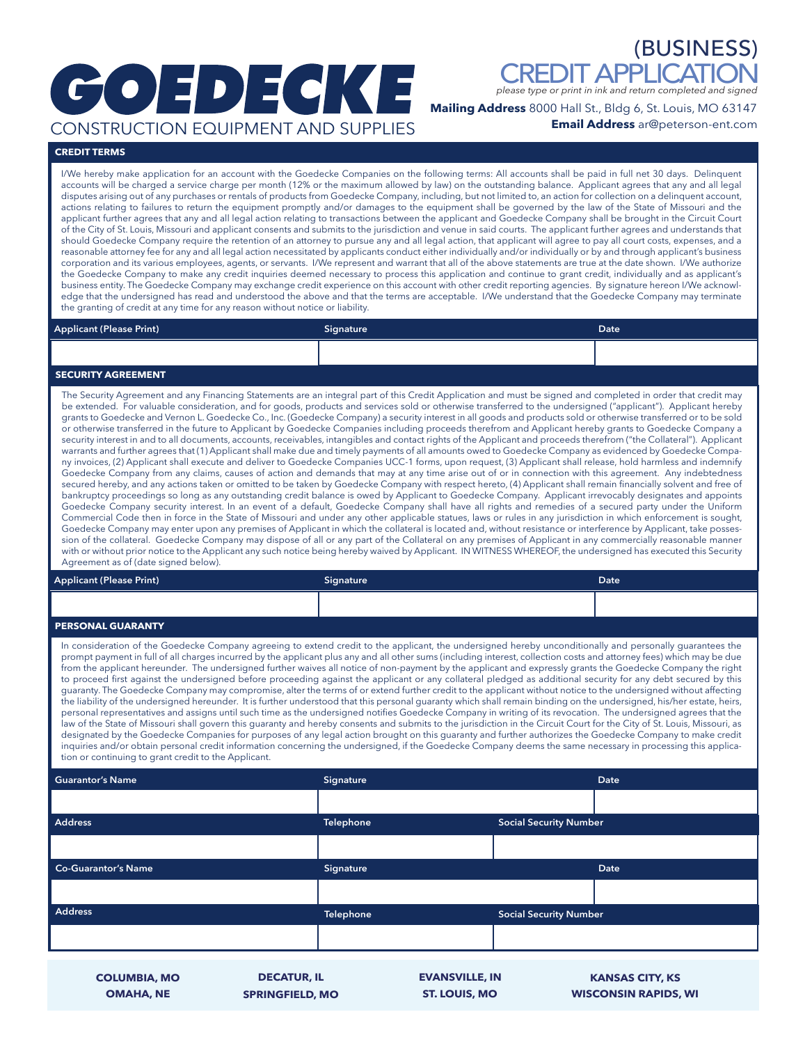# GOEDECKE

CONSTRUCTION EQUIPMENT AND SUPPLIES

## (BUSINESS) CREDIT APPLICATION

*please type or print in ink and return completed and signed*

**Mailing Address** 8000 Hall St., Bldg 6, St. Louis, MO 63147

**Email Address** ar@peterson-ent.com

### CREDIT TERMS

I/We hereby make application for an account with the Goedecke Companies on the following terms: All accounts shall be paid in full net 30 days. Delinquent accounts will be charged a service charge per month (12% or the maximum allowed by law) on the outstanding balance. Applicant agrees that any and all legal disputes arising out of any purchases or rentals of products from Goedecke Company, including, but not limited to, an action for collection on a delinquent account, actions relating to failures to return the equipment promptly and/or damages to the equipment shall be governed by the law of the State of Missouri and the applicant further agrees that any and all legal action relating to transactions between the applicant and Goedecke Company shall be brought in the Circuit Court of the City of St. Louis, Missouri and applicant consents and submits to the jurisdiction and venue in said courts. The applicant further agrees and understands that should Goedecke Company require the retention of an attorney to pursue any and all legal action, that applicant will agree to pay all court costs, expenses, and a reasonable attorney fee for any and all legal action necessitated by applicants conduct either individually and/or individually or by and through applicant's business corporation and its various employees, agents, or servants. I/We represent and warrant that all of the above statements are true at the date shown. I/We authorize the Goedecke Company to make any credit inquiries deemed necessary to process this application and continue to grant credit, individually and as applicant's business entity. The Goedecke Company may exchange credit experience on this account with other credit reporting agencies. By signature hereon I/We acknowledge that the undersigned has read and understood the above and that the terms are acceptable. I/We understand that the Goedecke Company may terminate the granting of credit at any time for any reason without notice or liability.

| Applicant (Please Print) | Signature | Date |
|---|---|---|
| | | |

### SECURITY AGREEMENT

The Security Agreement and any Financing Statements are an integral part of this Credit Application and must be signed and completed in order that credit may be extended. For valuable consideration, and for goods, products and services sold or otherwise transferred to the undersigned ("applicant"). Applicant hereby grants to Goedecke and Vernon L. Goedecke Co., Inc. (Goedecke Company) a security interest in all goods and products sold or otherwise transferred or to be sold or otherwise transferred in the future to Applicant by Goedecke Companies including proceeds therefrom and Applicant hereby grants to Goedecke Company a security interest in and to all documents, accounts, receivables, intangibles and contact rights of the Applicant and proceeds therefrom ("the Collateral"). Applicant warrants and further agrees that (1) Applicant shall make due and timely payments of all amounts owed to Goedecke Company as evidenced by Goedecke Company invoices, (2) Applicant shall execute and deliver to Goedecke Companies UCC-1 forms, upon request, (3) Applicant shall release, hold harmless and indemnify Goedecke Company from any claims, causes of action and demands that may at any time arise out of or in connection with this agreement. Any indebtedness secured hereby, and any actions taken or omitted to be taken by Goedecke Company with respect hereto, (4) Applicant shall remain financially solvent and free of bankruptcy proceedings so long as any outstanding credit balance is owed by Applicant to Goedecke Company. Applicant irrevocably designates and appoints Goedecke Company security interest. In an event of a default, Goedecke Company shall have all rights and remedies of a secured party under the Uniform Commercial Code then in force in the State of Missouri and under any other applicable statues, laws or rules in any jurisdiction in which enforcement is sought, Goedecke Company may enter upon any premises of Applicant in which the collateral is located and, without resistance or interference by Applicant, take possession of the collateral. Goedecke Company may dispose of all or any part of the Collateral on any premises of Applicant in any commercially reasonable manner with or without prior notice to the Applicant any such notice being hereby waived by Applicant. IN WITNESS WHEREOF, the undersigned has executed this Security Agreement as of (date signed below).

| Applicant (Please Print) | Signature | Date |
|---|---|---|
| | | |

### PERSONAL GUARANTY

In consideration of the Goedecke Company agreeing to extend credit to the applicant, the undersigned hereby unconditionally and personally guarantees the prompt payment in full of all charges incurred by the applicant plus any and all other sums (including interest, collection costs and attorney fees) which may be due from the applicant hereunder. The undersigned further waives all notice of non-payment by the applicant and expressly grants the Goedecke Company the right to proceed first against the undersigned before proceeding against the applicant or any collateral pledged as additional security for any debt secured by this guaranty. The Goedecke Company may compromise, alter the terms of or extend further credit to the applicant without notice to the undersigned without affecting the liability of the undersigned hereunder. It is further understood that this personal guaranty which shall remain binding on the undersigned, his/her estate, heirs, personal representatives and assigns until such time as the undersigned notifies Goedecke Company in writing of its revocation. The undersigned agrees that the law of the State of Missouri shall govern this guaranty and hereby consents and submits to the jurisdiction in the Circuit Court for the City of St. Louis, Missouri, as designated by the Goedecke Companies for purposes of any legal action brought on this guaranty and further authorizes the Goedecke Company to make credit inquiries and/or obtain personal credit information concerning the undersigned, if the Goedecke Company deems the same necessary in processing this application or continuing to grant credit to the Applicant.

| Guarantor's Name | Signature | Date |
|---|---|---|
| | | |
| **Address** | **Telephone** | **Social Security Number** |
| | | |
| **Co-Guarantor's Name** | **Signature** | **Date** |
| | | |
| **Address** | **Telephone** | **Social Security Number** |
| | | |

**COLUMBIA, MO** | **OMAHA, NE** | **DECATUR, IL** | **SPRINGFIELD, MO** | **EVANSVILLE, IN** | **ST. LOUIS, MO** | **KANSAS CITY, KS** | **WISCONSIN RAPIDS, WI**